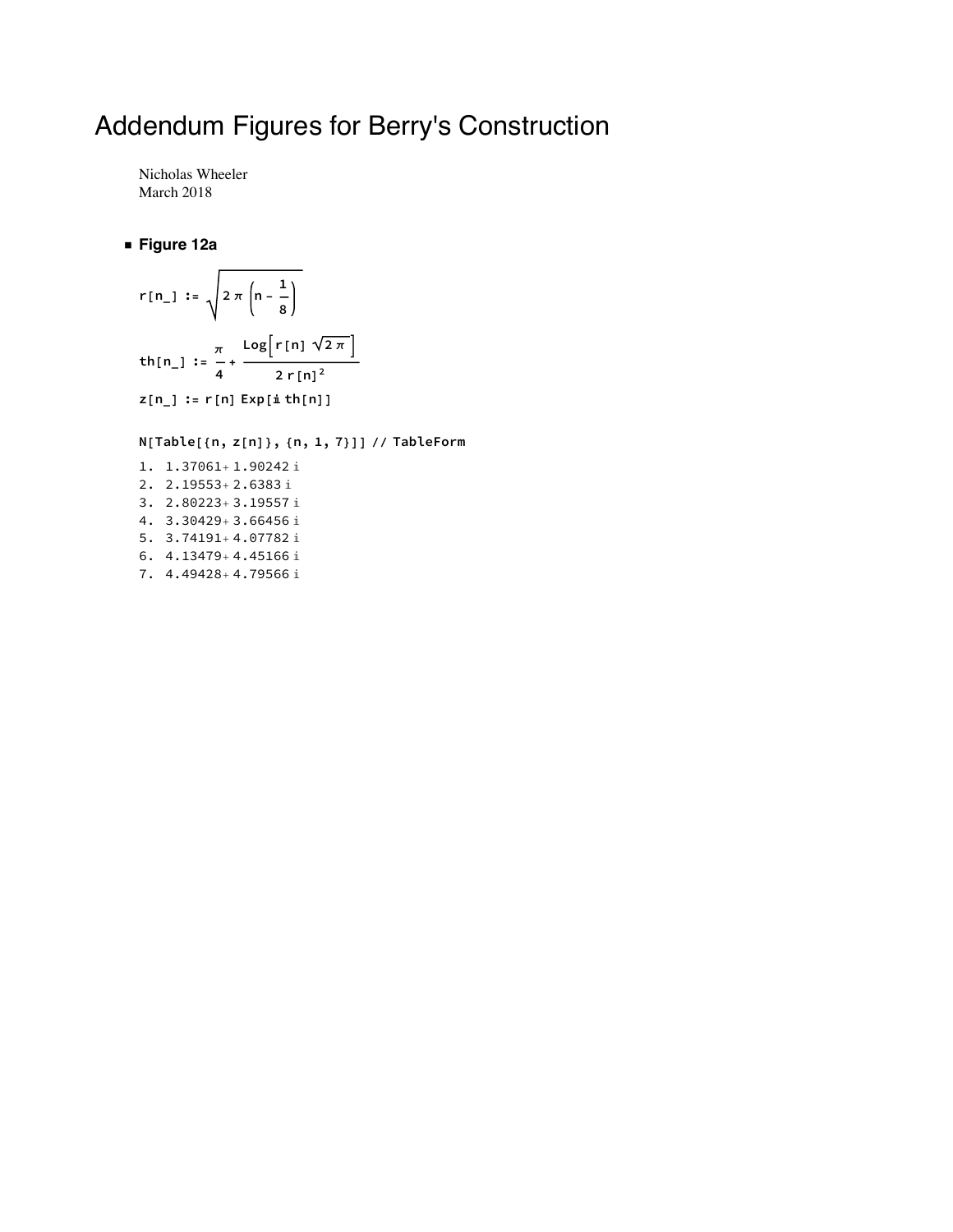# Addendum Figures for Berry's Construction

Nicholas Wheeler
March 2018

- **Figure 12a**

$$r[n\_] := \sqrt{2\,\pi\,\left(n - \frac{1}{8}\right)}$$

$$th[n\_] := \frac{\pi}{4} + \frac{\text{Log}\left[r[n]\,\sqrt{2\,\pi}\right]}{2\,r[n]^2}$$

```
z[n_] := r[n] Exp[i th[n]]
```

```
N[Table[{n, z[n]}, {n, 1, 7}]] // TableForm
```

```
1.  1.37061+1.90242 i
2.  2.19553+2.6383 i
3.  2.80223+3.19557 i
4.  3.30429+3.66456 i
5.  3.74191+4.07782 i
6.  4.13479+4.45166 i
7.  4.49428+4.79566 i
```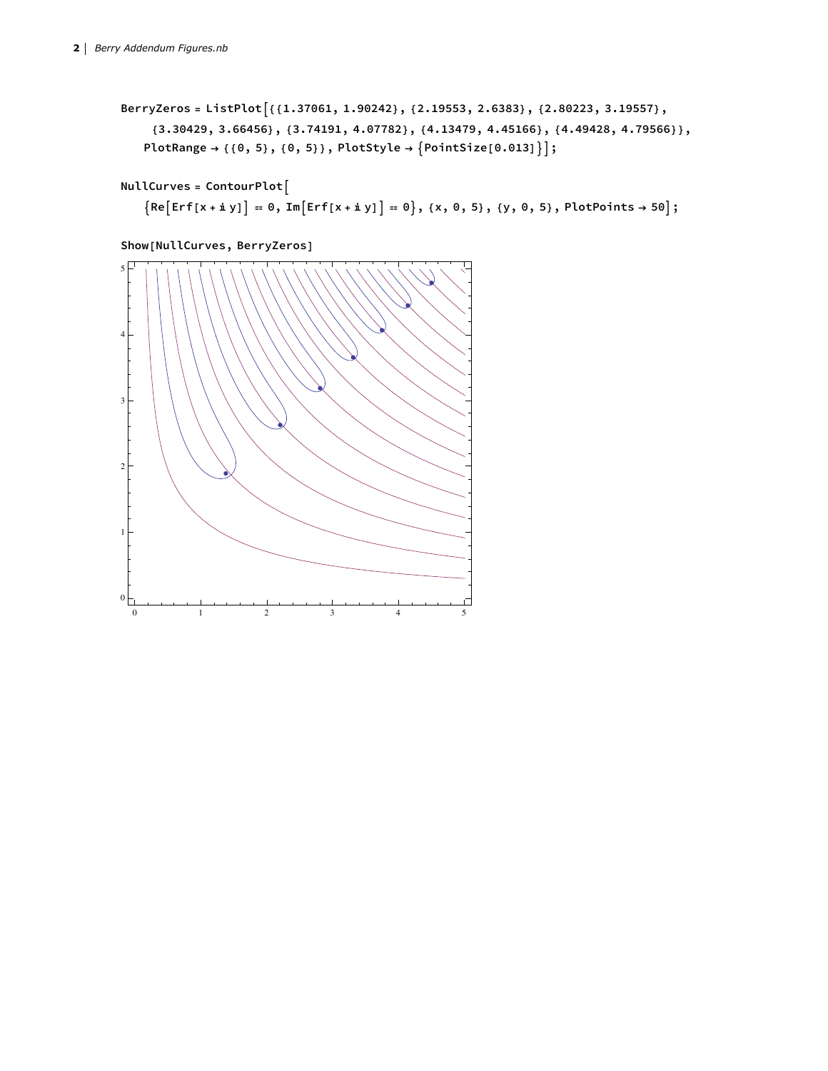```
BerryZeros = ListPlot[{{1.37061, 1.90242}, {2.19553, 2.6383}, {2.80223, 3.19557},
    {3.30429, 3.66456}, {3.74191, 4.07782}, {4.13479, 4.45166}, {4.49428, 4.79566}},
   PlotRange → {{0, 5}, {0, 5}}, PlotStyle → {PointSize[0.013]}];
```

```
NullCurves = ContourPlot[
   {Re[Erf[x + ⅈ y]] == 0, Im[Erf[x + ⅈ y]] == 0}, {x, 0, 5}, {y, 0, 5}, PlotPoints → 50];
```

```
Show[NullCurves, BerryZeros]
```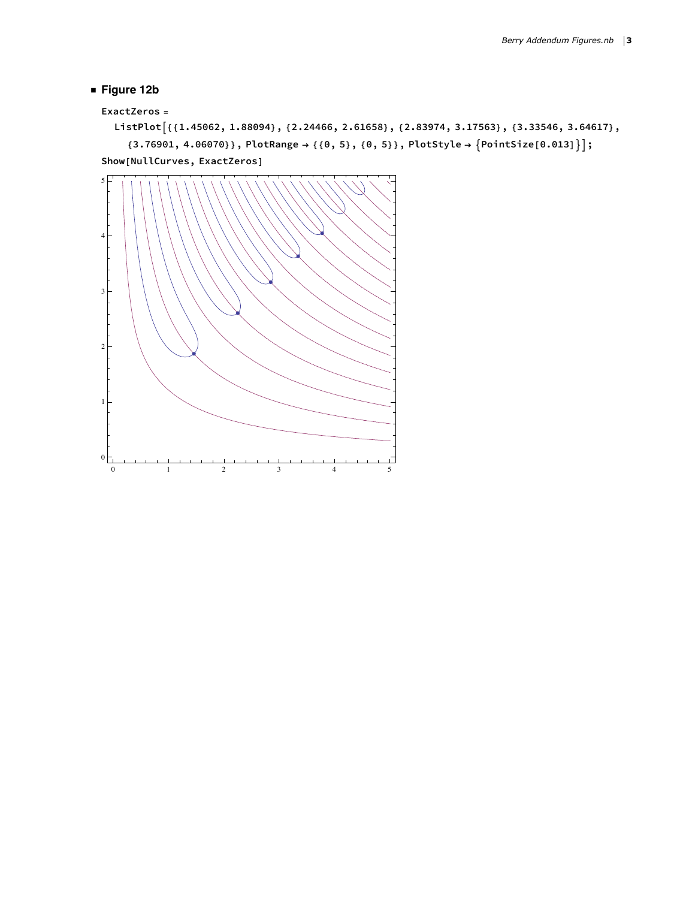## Figure 12b

```
ExactZeros =
  ListPlot[{{1.45062, 1.88094}, {2.24466, 2.61658}, {2.83974, 3.17563}, {3.33546, 3.64617},
    {3.76901, 4.06070}}, PlotRange → {{0, 5}, {0, 5}}, PlotStyle → {PointSize[0.013]}];
Show[NullCurves, ExactZeros]
```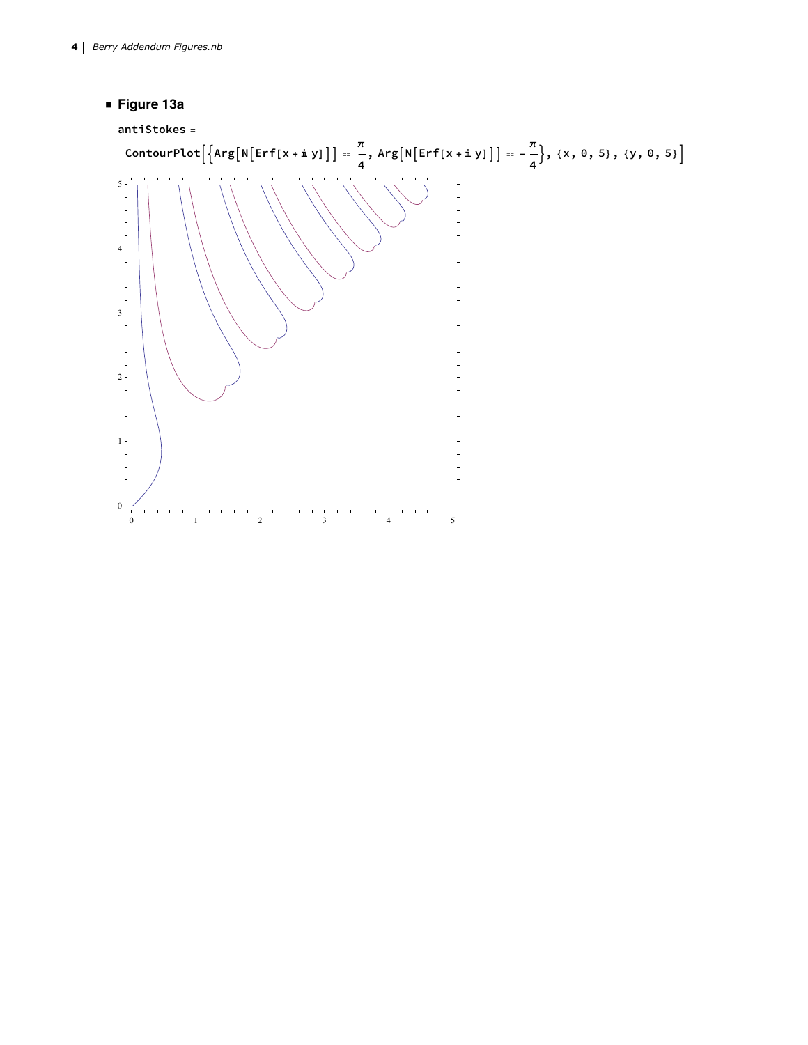## Figure 13a

```
antiStokes =
 ContourPlot[{Arg[N[Erf[x + i y]]] == π/4, Arg[N[Erf[x + i y]]] == -π/4}, {x, 0, 5}, {y, 0, 5}]
```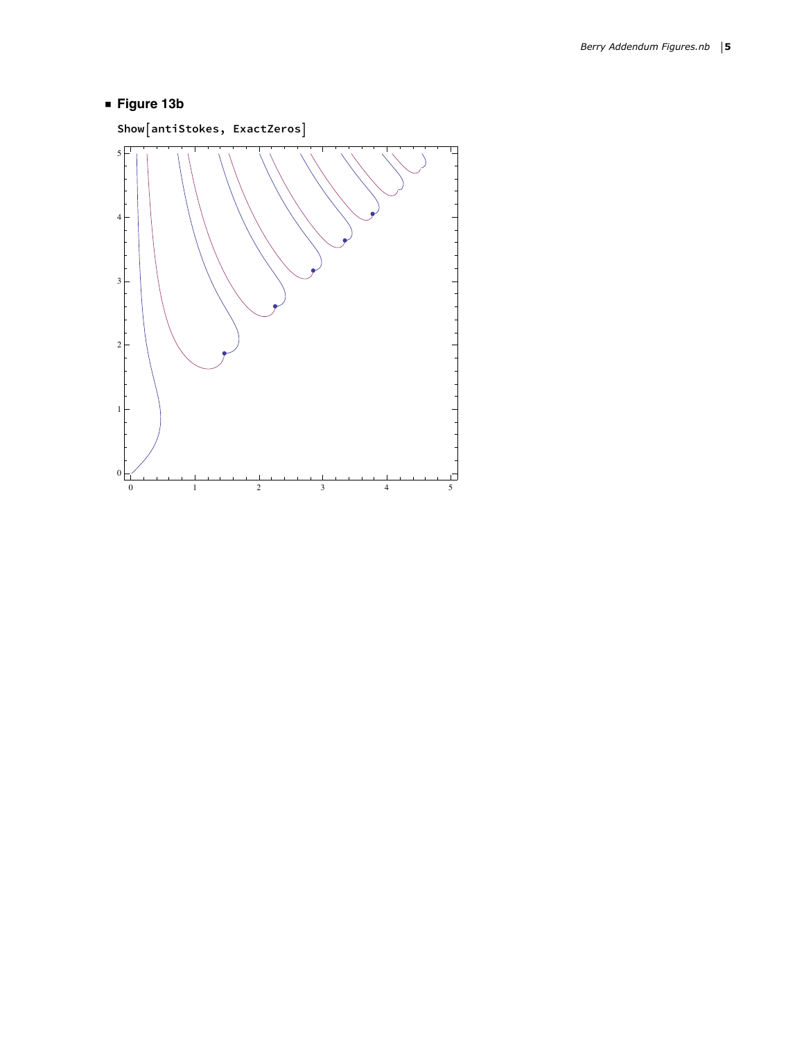- **Figure 13b**

```
Show[antiStokes, ExactZeros]
```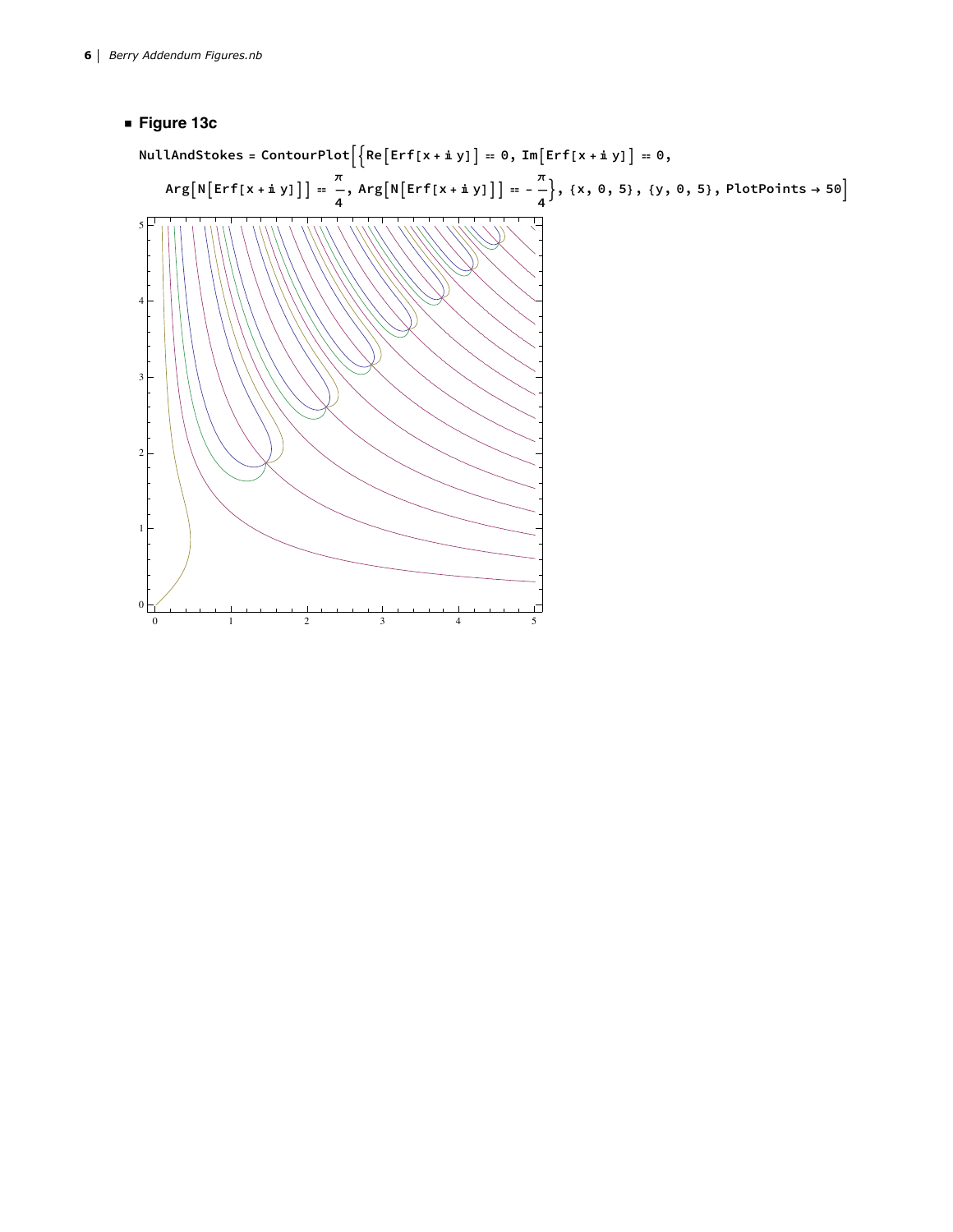## Figure 13c

```
NullAndStokes = ContourPlot[{Re[Erf[x + i y]] == 0, Im[Erf[x + i y]] == 0,
   Arg[N[Erf[x + i y]]] == π/4, Arg[N[Erf[x + i y]]] == -π/4}, {x, 0, 5}, {y, 0, 5}, PlotPoints → 50]
```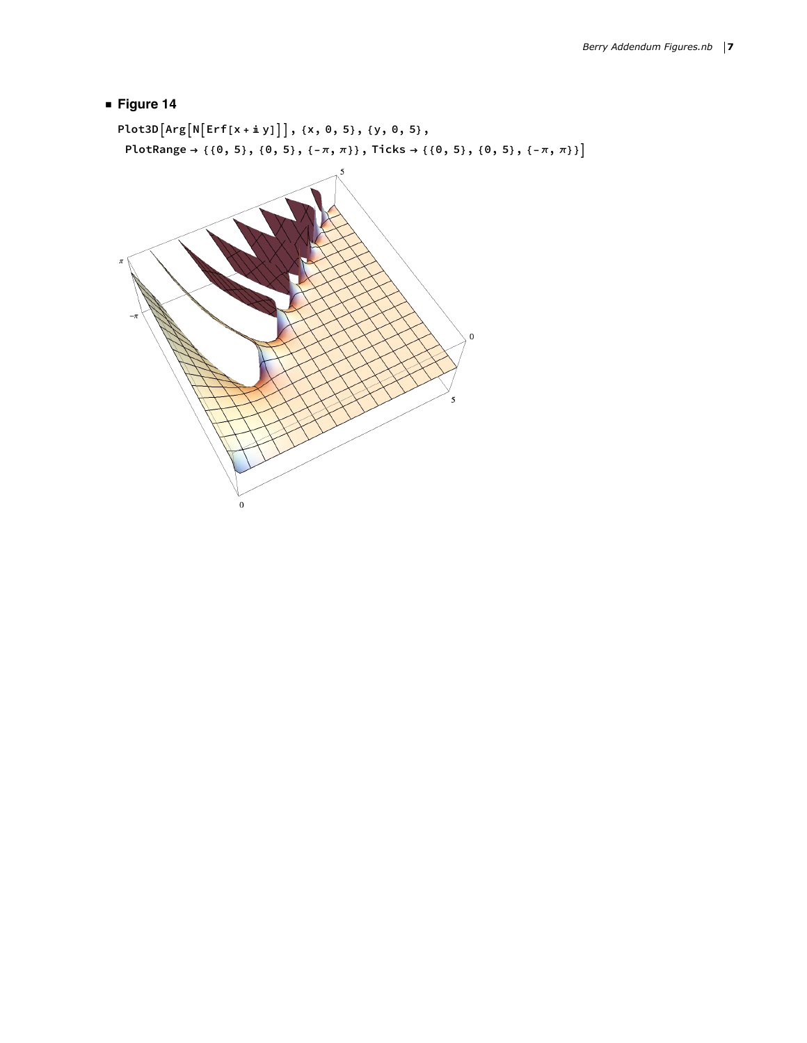## Figure 14

```
Plot3D[Arg[N[Erf[x + i y]]], {x, 0, 5}, {y, 0, 5},
 PlotRange → {{0, 5}, {0, 5}, {-π, π}}, Ticks → {{0, 5}, {0, 5}, {-π, π}}]
```

5

π

−π

0

5

0